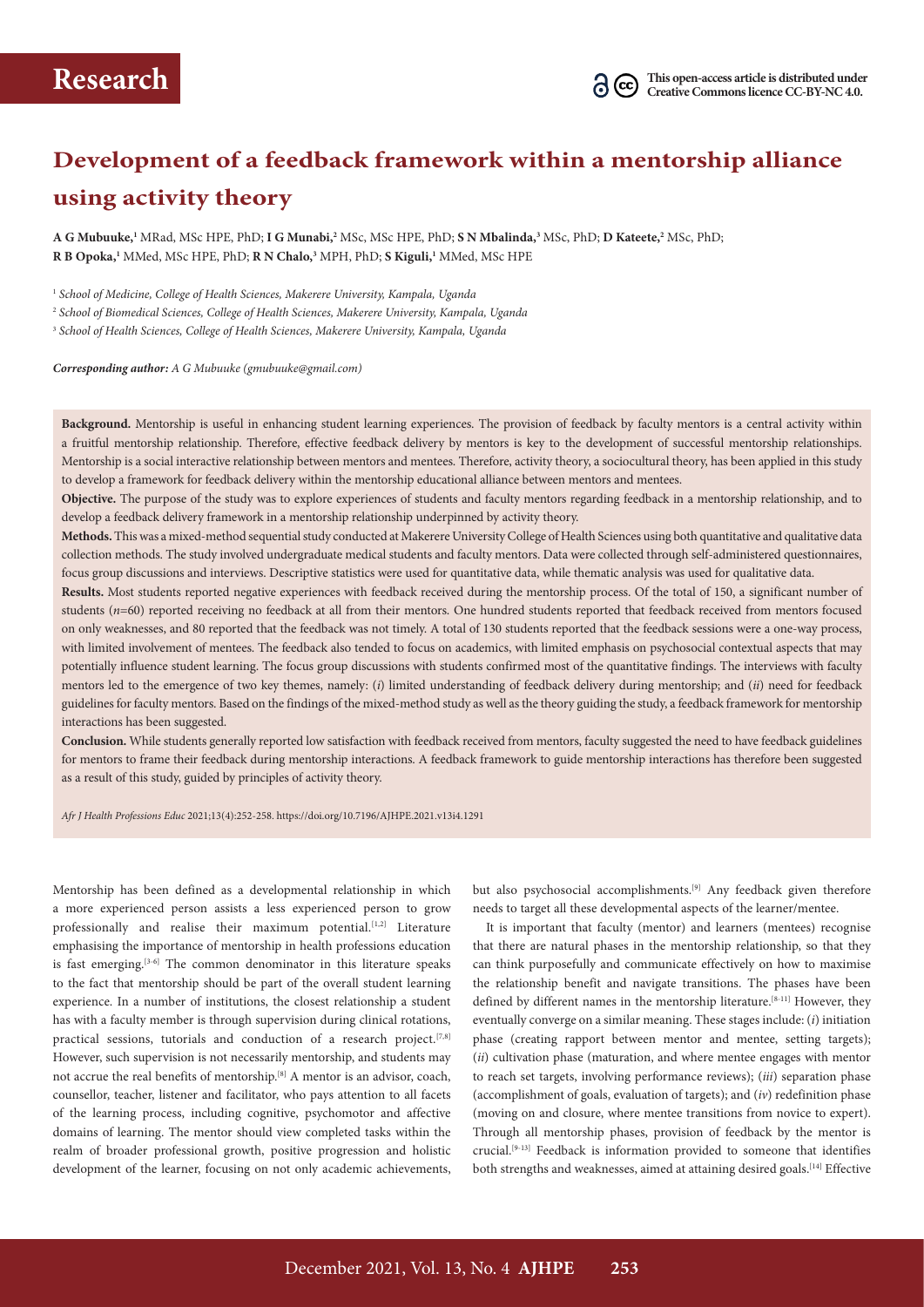Research

This open-access article is distributed under Creative Commons licence CC-BY-NC 4.0.

# Development of a feedback framework within a mentorship alliance using activity theory

**A G Mubuuke,**[1] MRad, MSc HPE, PhD; **I G Munabi,**[2] MSc, MSc HPE, PhD; **S N Mbalinda,**[3] MSc, PhD; **D Kateete,**[2] MSc, PhD; **R B Opoka,**[1] MMed, MSc HPE, PhD; **R N Chalo,**[3] MPH, PhD; **S Kiguli,**[1] MMed, MSc HPE

[1] *School of Medicine, College of Health Sciences, Makerere University, Kampala, Uganda*

[2] *School of Biomedical Sciences, College of Health Sciences, Makerere University, Kampala, Uganda*

[3] *School of Health Sciences, College of Health Sciences, Makerere University, Kampala, Uganda*

***Corresponding author:** A G Mubuuke (gmubuuke@gmail.com)*

**Background.** Mentorship is useful in enhancing student learning experiences. The provision of feedback by faculty mentors is a central activity within a fruitful mentorship relationship. Therefore, effective feedback delivery by mentors is key to the development of successful mentorship relationships. Mentorship is a social interactive relationship between mentors and mentees. Therefore, activity theory, a sociocultural theory, has been applied in this study to develop a framework for feedback delivery within the mentorship educational alliance between mentors and mentees.

**Objective.** The purpose of the study was to explore experiences of students and faculty mentors regarding feedback in a mentorship relationship, and to develop a feedback delivery framework in a mentorship relationship underpinned by activity theory.

**Methods.** This was a mixed-method sequential study conducted at Makerere University College of Health Sciences using both quantitative and qualitative data collection methods. The study involved undergraduate medical students and faculty mentors. Data were collected through self-administered questionnaires, focus group discussions and interviews. Descriptive statistics were used for quantitative data, while thematic analysis was used for qualitative data.

**Results.** Most students reported negative experiences with feedback received during the mentorship process. Of the total of 150, a significant number of students (*n*=60) reported receiving no feedback at all from their mentors. One hundred students reported that feedback received from mentors focused on only weaknesses, and 80 reported that the feedback was not timely. A total of 130 students reported that the feedback sessions were a one-way process, with limited involvement of mentees. The feedback also tended to focus on academics, with limited emphasis on psychosocial contextual aspects that may potentially influence student learning. The focus group discussions with students confirmed most of the quantitative findings. The interviews with faculty mentors led to the emergence of two key themes, namely: (*i*) limited understanding of feedback delivery during mentorship; and (*ii*) need for feedback guidelines for faculty mentors. Based on the findings of the mixed-method study as well as the theory guiding the study, a feedback framework for mentorship interactions has been suggested.

**Conclusion.** While students generally reported low satisfaction with feedback received from mentors, faculty suggested the need to have feedback guidelines for mentors to frame their feedback during mentorship interactions. A feedback framework to guide mentorship interactions has therefore been suggested as a result of this study, guided by principles of activity theory.

*Afr J Health Professions Educ* 2021;13(4):252-258. https://doi.org/10.7196/AJHPE.2021.v13i4.1291

Mentorship has been defined as a developmental relationship in which a more experienced person assists a less experienced person to grow professionally and realise their maximum potential.[1,2] Literature emphasising the importance of mentorship in health professions education is fast emerging.[3-6] The common denominator in this literature speaks to the fact that mentorship should be part of the overall student learning experience. In a number of institutions, the closest relationship a student has with a faculty member is through supervision during clinical rotations, practical sessions, tutorials and conduction of a research project.[7,8] However, such supervision is not necessarily mentorship, and students may not accrue the real benefits of mentorship.[8] A mentor is an advisor, coach, counsellor, teacher, listener and facilitator, who pays attention to all facets of the learning process, including cognitive, psychomotor and affective domains of learning. The mentor should view completed tasks within the realm of broader professional growth, positive progression and holistic development of the learner, focusing on not only academic achievements, but also psychosocial accomplishments.[9] Any feedback given therefore needs to target all these developmental aspects of the learner/mentee.

It is important that faculty (mentor) and learners (mentees) recognise that there are natural phases in the mentorship relationship, so that they can think purposefully and communicate effectively on how to maximise the relationship benefit and navigate transitions. The phases have been defined by different names in the mentorship literature.[8-11] However, they eventually converge on a similar meaning. These stages include: (*i*) initiation phase (creating rapport between mentor and mentee, setting targets); (*ii*) cultivation phase (maturation, and where mentee engages with mentor to reach set targets, involving performance reviews); (*iii*) separation phase (accomplishment of goals, evaluation of targets); and (*iv*) redefinition phase (moving on and closure, where mentee transitions from novice to expert). Through all mentorship phases, provision of feedback by the mentor is crucial.[9-13] Feedback is information provided to someone that identifies both strengths and weaknesses, aimed at attaining desired goals.[14] Effective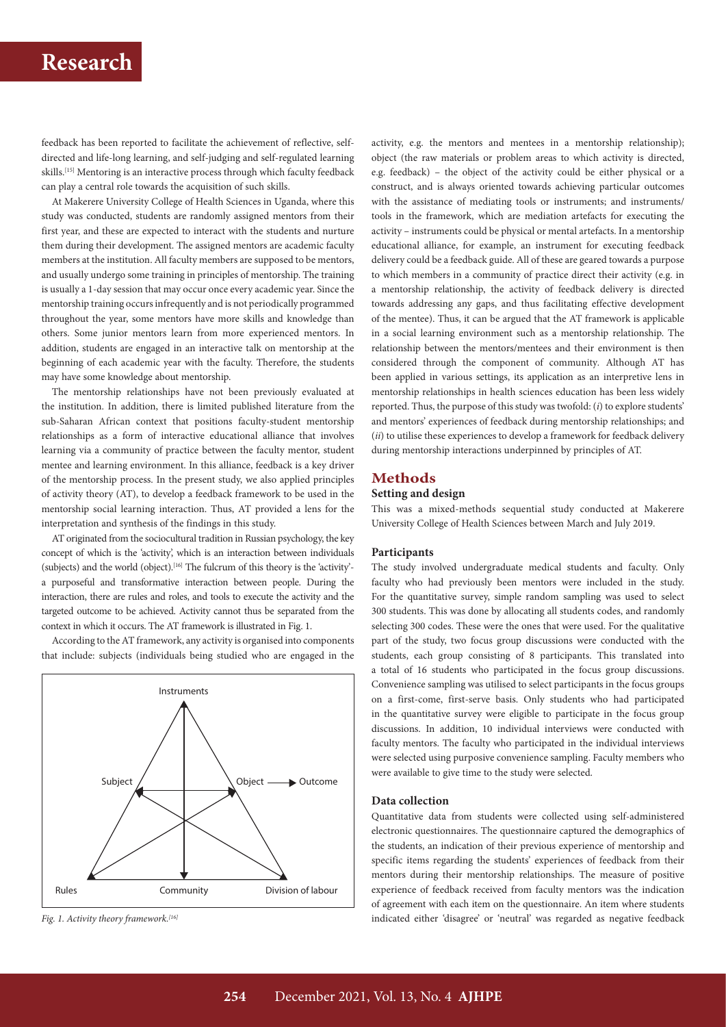feedback has been reported to facilitate the achievement of reflective, self-directed and life-long learning, and self-judging and self-regulated learning skills.[15] Mentoring is an interactive process through which faculty feedback can play a central role towards the acquisition of such skills.

At Makerere University College of Health Sciences in Uganda, where this study was conducted, students are randomly assigned mentors from their first year, and these are expected to interact with the students and nurture them during their development. The assigned mentors are academic faculty members at the institution. All faculty members are supposed to be mentors, and usually undergo some training in principles of mentorship. The training is usually a 1-day session that may occur once every academic year. Since the mentorship training occurs infrequently and is not periodically programmed throughout the year, some mentors have more skills and knowledge than others. Some junior mentors learn from more experienced mentors. In addition, students are engaged in an interactive talk on mentorship at the beginning of each academic year with the faculty. Therefore, the students may have some knowledge about mentorship.

The mentorship relationships have not been previously evaluated at the institution. In addition, there is limited published literature from the sub-Saharan African context that positions faculty-student mentorship relationships as a form of interactive educational alliance that involves learning via a community of practice between the faculty mentor, student mentee and learning environment. In this alliance, feedback is a key driver of the mentorship process. In the present study, we also applied principles of activity theory (AT), to develop a feedback framework to be used in the mentorship social learning interaction. Thus, AT provided a lens for the interpretation and synthesis of the findings in this study.

AT originated from the sociocultural tradition in Russian psychology, the key concept of which is the 'activity', which is an interaction between individuals (subjects) and the world (object).[16] The fulcrum of this theory is the 'activity'- a purposeful and transformative interaction between people. During the interaction, there are rules and roles, and tools to execute the activity and the targeted outcome to be achieved. Activity cannot thus be separated from the context in which it occurs. The AT framework is illustrated in Fig. 1.

According to the AT framework, any activity is organised into components that include: subjects (individuals being studied who are engaged in the activity, e.g. the mentors and mentees in a mentorship relationship); object (the raw materials or problem areas to which activity is directed, e.g. feedback) – the object of the activity could be either physical or a construct, and is always oriented towards achieving particular outcomes with the assistance of mediating tools or instruments; and instruments/tools in the framework, which are mediation artefacts for executing the activity – instruments could be physical or mental artefacts. In a mentorship educational alliance, for example, an instrument for executing feedback delivery could be a feedback guide. All of these are geared towards a purpose to which members in a community of practice direct their activity (e.g. in a mentorship relationship, the activity of feedback delivery is directed towards addressing any gaps, and thus facilitating effective development of the mentee). Thus, it can be argued that the AT framework is applicable in a social learning environment such as a mentorship relationship. The relationship between the mentors/mentees and their environment is then considered through the component of community. Although AT has been applied in various settings, its application as an interpretive lens in mentorship relationships in health sciences education has been less widely reported. Thus, the purpose of this study was twofold: (*i*) to explore students' and mentors' experiences of feedback during mentorship relationships; and (*ii*) to utilise these experiences to develop a framework for feedback delivery during mentorship interactions underpinned by principles of AT.

Instruments

Subject — Object → Outcome

Rules — Community — Division of labour

*Fig. 1. Activity theory framework.[16]*

## Methods

### Setting and design

This was a mixed-methods sequential study conducted at Makerere University College of Health Sciences between March and July 2019.

### Participants

The study involved undergraduate medical students and faculty. Only faculty who had previously been mentors were included in the study. For the quantitative survey, simple random sampling was used to select 300 students. This was done by allocating all students codes, and randomly selecting 300 codes. These were the ones that were used. For the qualitative part of the study, two focus group discussions were conducted with the students, each group consisting of 8 participants. This translated into a total of 16 students who participated in the focus group discussions. Convenience sampling was utilised to select participants in the focus groups on a first-come, first-serve basis. Only students who had participated in the quantitative survey were eligible to participate in the focus group discussions. In addition, 10 individual interviews were conducted with faculty mentors. The faculty who participated in the individual interviews were selected using purposive convenience sampling. Faculty members who were available to give time to the study were selected.

### Data collection

Quantitative data from students were collected using self-administered electronic questionnaires. The questionnaire captured the demographics of the students, an indication of their previous experience of mentorship and specific items regarding the students' experiences of feedback from their mentors during their mentorship relationships. The measure of positive experience of feedback received from faculty mentors was the indication of agreement with each item on the questionnaire. An item where students indicated either 'disagree' or 'neutral' was regarded as negative feedback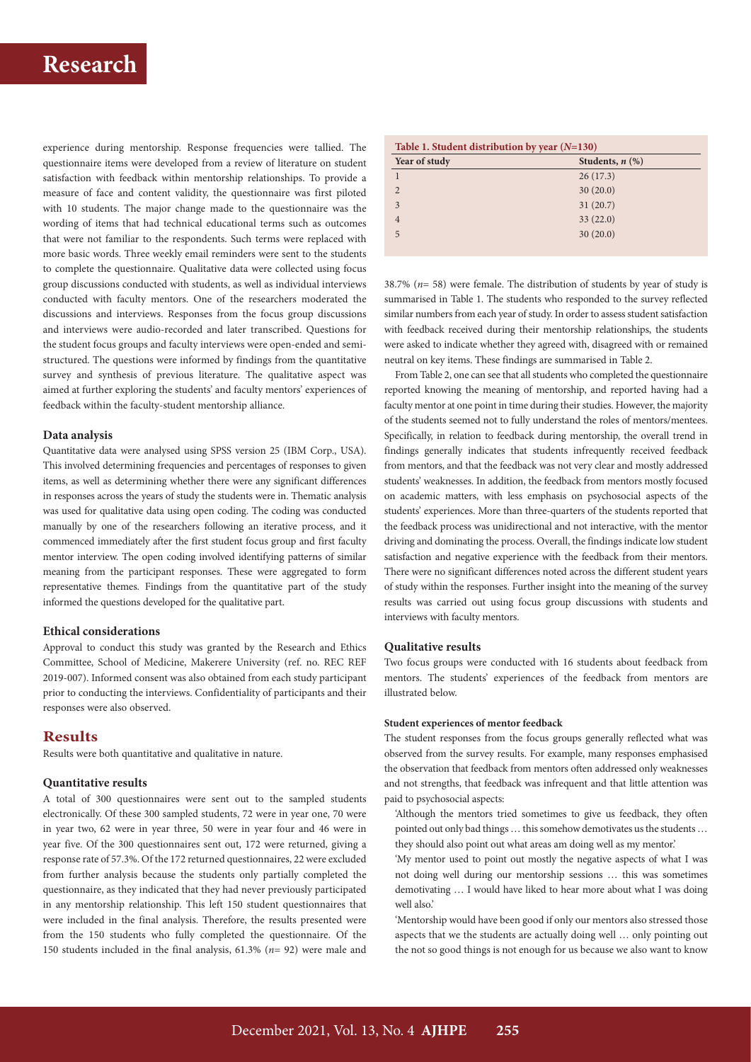experience during mentorship. Response frequencies were tallied. The questionnaire items were developed from a review of literature on student satisfaction with feedback within mentorship relationships. To provide a measure of face and content validity, the questionnaire was first piloted with 10 students. The major change made to the questionnaire was the wording of items that had technical educational terms such as outcomes that were not familiar to the respondents. Such terms were replaced with more basic words. Three weekly email reminders were sent to the students to complete the questionnaire. Qualitative data were collected using focus group discussions conducted with students, as well as individual interviews conducted with faculty mentors. One of the researchers moderated the discussions and interviews. Responses from the focus group discussions and interviews were audio-recorded and later transcribed. Questions for the student focus groups and faculty interviews were open-ended and semi-structured. The questions were informed by findings from the quantitative survey and synthesis of previous literature. The qualitative aspect was aimed at further exploring the students' and faculty mentors' experiences of feedback within the faculty-student mentorship alliance.

### Data analysis

Quantitative data were analysed using SPSS version 25 (IBM Corp., USA). This involved determining frequencies and percentages of responses to given items, as well as determining whether there were any significant differences in responses across the years of study the students were in. Thematic analysis was used for qualitative data using open coding. The coding was conducted manually by one of the researchers following an iterative process, and it commenced immediately after the first student focus group and first faculty mentor interview. The open coding involved identifying patterns of similar meaning from the participant responses. These were aggregated to form representative themes. Findings from the quantitative part of the study informed the questions developed for the qualitative part.

### Ethical considerations

Approval to conduct this study was granted by the Research and Ethics Committee, School of Medicine, Makerere University (ref. no. REC REF 2019-007). Informed consent was also obtained from each study participant prior to conducting the interviews. Confidentiality of participants and their responses were also observed.

## Results

Results were both quantitative and qualitative in nature.

### Quantitative results

A total of 300 questionnaires were sent out to the sampled students electronically. Of these 300 sampled students, 72 were in year one, 70 were in year two, 62 were in year three, 50 were in year four and 46 were in year five. Of the 300 questionnaires sent out, 172 were returned, giving a response rate of 57.3%. Of the 172 returned questionnaires, 22 were excluded from further analysis because the students only partially completed the questionnaire, as they indicated that they had never previously participated in any mentorship relationship. This left 150 student questionnaires that were included in the final analysis. Therefore, the results presented were from the 150 students who fully completed the questionnaire. Of the 150 students included in the final analysis, 61.3% ($n$= 92) were male and 38.7% ($n$= 58) were female. The distribution of students by year of study is summarised in Table 1. The students who responded to the survey reflected similar numbers from each year of study. In order to assess student satisfaction with feedback received during their mentorship relationships, the students were asked to indicate whether they agreed with, disagreed with or remained neutral on key items. These findings are summarised in Table 2.

**Table 1. Student distribution by year ($N$=130)**

| Year of study | Students, $n$ (%) |
|---|---|
| 1 | 26 (17.3) |
| 2 | 30 (20.0) |
| 3 | 31 (20.7) |
| 4 | 33 (22.0) |
| 5 | 30 (20.0) |

From Table 2, one can see that all students who completed the questionnaire reported knowing the meaning of mentorship, and reported having had a faculty mentor at one point in time during their studies. However, the majority of the students seemed not to fully understand the roles of mentors/mentees. Specifically, in relation to feedback during mentorship, the overall trend in findings generally indicates that students infrequently received feedback from mentors, and that the feedback was not very clear and mostly addressed students' weaknesses. In addition, the feedback from mentors mostly focused on academic matters, with less emphasis on psychosocial aspects of the students' experiences. More than three-quarters of the students reported that the feedback process was unidirectional and not interactive, with the mentor driving and dominating the process. Overall, the findings indicate low student satisfaction and negative experience with the feedback from their mentors. There were no significant differences noted across the different student years of study within the responses. Further insight into the meaning of the survey results was carried out using focus group discussions with students and interviews with faculty mentors.

### Qualitative results

Two focus groups were conducted with 16 students about feedback from mentors. The students' experiences of the feedback from mentors are illustrated below.

#### Student experiences of mentor feedback

The student responses from the focus groups generally reflected what was observed from the survey results. For example, many responses emphasised the observation that feedback from mentors often addressed only weaknesses and not strengths, that feedback was infrequent and that little attention was paid to psychosocial aspects:

'Although the mentors tried sometimes to give us feedback, they often pointed out only bad things … this somehow demotivates us the students … they should also point out what areas am doing well as my mentor.'

'My mentor used to point out mostly the negative aspects of what I was not doing well during our mentorship sessions … this was sometimes demotivating … I would have liked to hear more about what I was doing well also.'

'Mentorship would have been good if only our mentors also stressed those aspects that we the students are actually doing well … only pointing out the not so good things is not enough for us because we also want to know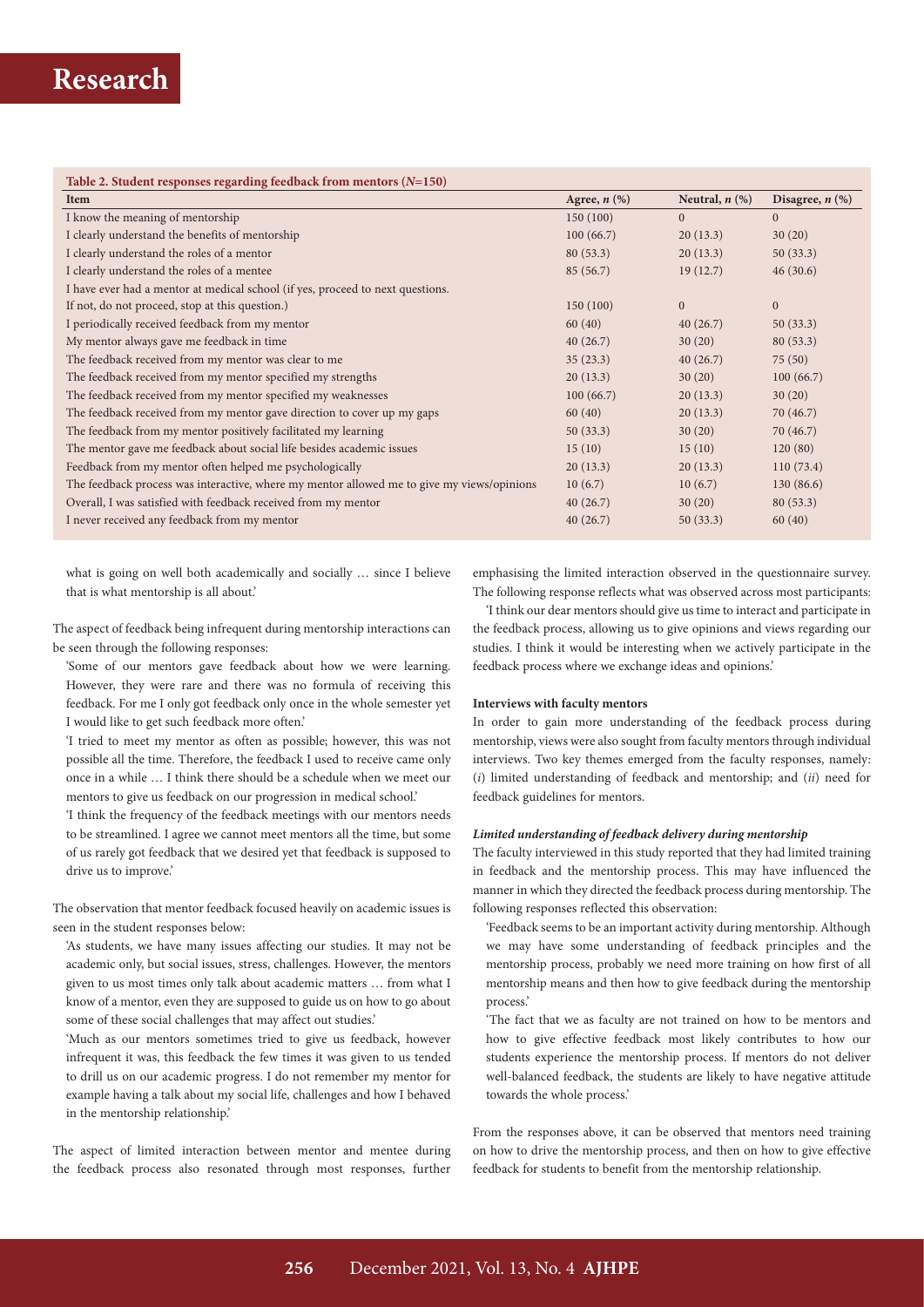**Table 2. Student responses regarding feedback from mentors (*N*=150)**

| Item | Agree, *n* (%) | Neutral, *n* (%) | Disagree, *n* (%) |
|---|---|---|---|
| I know the meaning of mentorship | 150 (100) | 0 | 0 |
| I clearly understand the benefits of mentorship | 100 (66.7) | 20 (13.3) | 30 (20) |
| I clearly understand the roles of a mentor | 80 (53.3) | 20 (13.3) | 50 (33.3) |
| I clearly understand the roles of a mentee | 85 (56.7) | 19 (12.7) | 46 (30.6) |
| I have ever had a mentor at medical school (if yes, proceed to next questions. If not, do not proceed, stop at this question.) | 150 (100) | 0 | 0 |
| I periodically received feedback from my mentor | 60 (40) | 40 (26.7) | 50 (33.3) |
| My mentor always gave me feedback in time | 40 (26.7) | 30 (20) | 80 (53.3) |
| The feedback received from my mentor was clear to me | 35 (23.3) | 40 (26.7) | 75 (50) |
| The feedback received from my mentor specified my strengths | 20 (13.3) | 30 (20) | 100 (66.7) |
| The feedback received from my mentor specified my weaknesses | 100 (66.7) | 20 (13.3) | 30 (20) |
| The feedback received from my mentor gave direction to cover up my gaps | 60 (40) | 20 (13.3) | 70 (46.7) |
| The feedback from my mentor positively facilitated my learning | 50 (33.3) | 30 (20) | 70 (46.7) |
| The mentor gave me feedback about social life besides academic issues | 15 (10) | 15 (10) | 120 (80) |
| Feedback from my mentor often helped me psychologically | 20 (13.3) | 20 (13.3) | 110 (73.4) |
| The feedback process was interactive, where my mentor allowed me to give my views/opinions | 10 (6.7) | 10 (6.7) | 130 (86.6) |
| Overall, I was satisfied with feedback received from my mentor | 40 (26.7) | 30 (20) | 80 (53.3) |
| I never received any feedback from my mentor | 40 (26.7) | 50 (33.3) | 60 (40) |

what is going on well both academically and socially … since I believe that is what mentorship is all about.'

The aspect of feedback being infrequent during mentorship interactions can be seen through the following responses:

'Some of our mentors gave feedback about how we were learning. However, they were rare and there was no formula of receiving this feedback. For me I only got feedback only once in the whole semester yet I would like to get such feedback more often.'

'I tried to meet my mentor as often as possible; however, this was not possible all the time. Therefore, the feedback I used to receive came only once in a while … I think there should be a schedule when we meet our mentors to give us feedback on our progression in medical school.'

'I think the frequency of the feedback meetings with our mentors needs to be streamlined. I agree we cannot meet mentors all the time, but some of us rarely got feedback that we desired yet that feedback is supposed to drive us to improve.'

The observation that mentor feedback focused heavily on academic issues is seen in the student responses below:

'As students, we have many issues affecting our studies. It may not be academic only, but social issues, stress, challenges. However, the mentors given to us most times only talk about academic matters … from what I know of a mentor, even they are supposed to guide us on how to go about some of these social challenges that may affect out studies.'

'Much as our mentors sometimes tried to give us feedback, however infrequent it was, this feedback the few times it was given to us tended to drill us on our academic progress. I do not remember my mentor for example having a talk about my social life, challenges and how I behaved in the mentorship relationship.'

The aspect of limited interaction between mentor and mentee during the feedback process also resonated through most responses, further emphasising the limited interaction observed in the questionnaire survey. The following response reflects what was observed across most participants:

'I think our dear mentors should give us time to interact and participate in the feedback process, allowing us to give opinions and views regarding our studies. I think it would be interesting when we actively participate in the feedback process where we exchange ideas and opinions.'

#### Interviews with faculty mentors

In order to gain more understanding of the feedback process during mentorship, views were also sought from faculty mentors through individual interviews. Two key themes emerged from the faculty responses, namely: (*i*) limited understanding of feedback and mentorship; and (*ii*) need for feedback guidelines for mentors.

##### *Limited understanding of feedback delivery during mentorship*

The faculty interviewed in this study reported that they had limited training in feedback and the mentorship process. This may have influenced the manner in which they directed the feedback process during mentorship. The following responses reflected this observation:

'Feedback seems to be an important activity during mentorship. Although we may have some understanding of feedback principles and the mentorship process, probably we need more training on how first of all mentorship means and then how to give feedback during the mentorship process.'

'The fact that we as faculty are not trained on how to be mentors and how to give effective feedback most likely contributes to how our students experience the mentorship process. If mentors do not deliver well-balanced feedback, the students are likely to have negative attitude towards the whole process.'

From the responses above, it can be observed that mentors need training on how to drive the mentorship process, and then on how to give effective feedback for students to benefit from the mentorship relationship.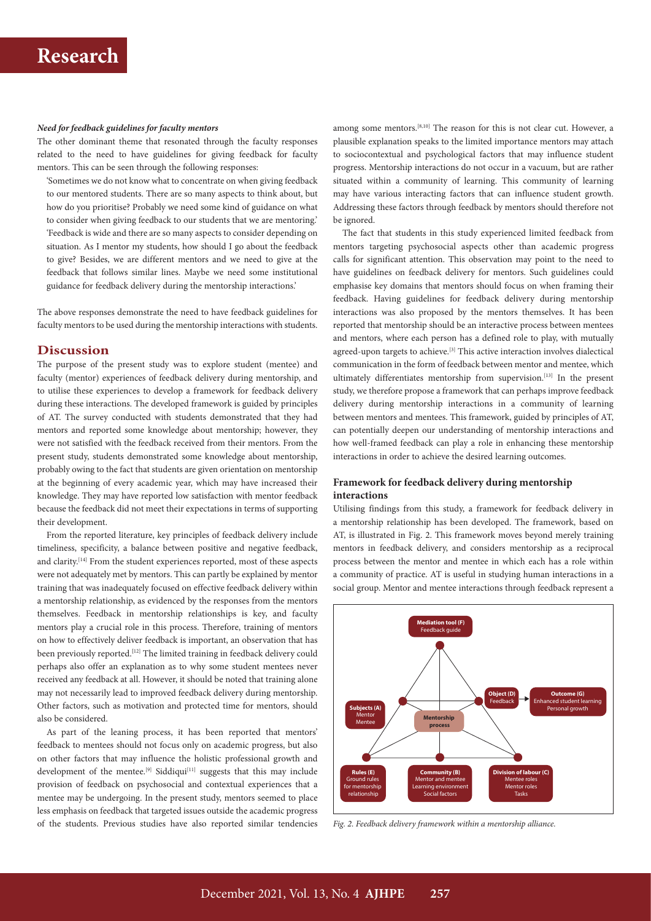#### *Need for feedback guidelines for faculty mentors*

The other dominant theme that resonated through the faculty responses related to the need to have guidelines for giving feedback for faculty mentors. This can be seen through the following responses:

> 'Sometimes we do not know what to concentrate on when giving feedback to our mentored students. There are so many aspects to think about, but how do you prioritise? Probably we need some kind of guidance on what to consider when giving feedback to our students that we are mentoring.'
>
> 'Feedback is wide and there are so many aspects to consider depending on situation. As I mentor my students, how should I go about the feedback to give? Besides, we are different mentors and we need to give at the feedback that follows similar lines. Maybe we need some institutional guidance for feedback delivery during the mentorship interactions.'

The above responses demonstrate the need to have feedback guidelines for faculty mentors to be used during the mentorship interactions with students.

## Discussion

The purpose of the present study was to explore student (mentee) and faculty (mentor) experiences of feedback delivery during mentorship, and to utilise these experiences to develop a framework for feedback delivery during these interactions. The developed framework is guided by principles of AT. The survey conducted with students demonstrated that they had mentors and reported some knowledge about mentorship; however, they were not satisfied with the feedback received from their mentors. From the present study, students demonstrated some knowledge about mentorship, probably owing to the fact that students are given orientation on mentorship at the beginning of every academic year, which may have increased their knowledge. They may have reported low satisfaction with mentor feedback because the feedback did not meet their expectations in terms of supporting their development.

From the reported literature, key principles of feedback delivery include timeliness, specificity, a balance between positive and negative feedback, and clarity.[14] From the student experiences reported, most of these aspects were not adequately met by mentors. This can partly be explained by mentor training that was inadequately focused on effective feedback delivery within a mentorship relationship, as evidenced by the responses from the mentors themselves. Feedback in mentorship relationships is key, and faculty mentors play a crucial role in this process. Therefore, training of mentors on how to effectively deliver feedback is important, an observation that has been previously reported.[12] The limited training in feedback delivery could perhaps also offer an explanation as to why some student mentees never received any feedback at all. However, it should be noted that training alone may not necessarily lead to improved feedback delivery during mentorship. Other factors, such as motivation and protected time for mentors, should also be considered.

As part of the leaning process, it has been reported that mentors' feedback to mentees should not focus only on academic progress, but also on other factors that may influence the holistic professional growth and development of the mentee.[9] Siddiqui[11] suggests that this may include provision of feedback on psychosocial and contextual experiences that a mentee may be undergoing. In the present study, mentors seemed to place less emphasis on feedback that targeted issues outside the academic progress of the students. Previous studies have also reported similar tendencies among some mentors.[8,10] The reason for this is not clear cut. However, a plausible explanation speaks to the limited importance mentors may attach to sociocontextual and psychological factors that may influence student progress. Mentorship interactions do not occur in a vacuum, but are rather situated within a community of learning. This community of learning may have various interacting factors that can influence student growth. Addressing these factors through feedback by mentors should therefore not be ignored.

The fact that students in this study experienced limited feedback from mentors targeting psychosocial aspects other than academic progress calls for significant attention. This observation may point to the need to have guidelines on feedback delivery for mentors. Such guidelines could emphasise key domains that mentors should focus on when framing their feedback. Having guidelines for feedback delivery during mentorship interactions was also proposed by the mentors themselves. It has been reported that mentorship should be an interactive process between mentees and mentors, where each person has a defined role to play, with mutually agreed-upon targets to achieve.[3] This active interaction involves dialectical communication in the form of feedback between mentor and mentee, which ultimately differentiates mentorship from supervision.[13] In the present study, we therefore propose a framework that can perhaps improve feedback delivery during mentorship interactions in a community of learning between mentors and mentees. This framework, guided by principles of AT, can potentially deepen our understanding of mentorship interactions and how well-framed feedback can play a role in enhancing these mentorship interactions in order to achieve the desired learning outcomes.

### Framework for feedback delivery during mentorship interactions

Utilising findings from this study, a framework for feedback delivery in a mentorship relationship has been developed. The framework, based on AT, is illustrated in Fig. 2. This framework moves beyond merely training mentors in feedback delivery, and considers mentorship as a reciprocal process between the mentor and mentee in which each has a role within a community of practice. AT is useful in studying human interactions in a social group. Mentor and mentee interactions through feedback represent a

Mediation tool (F): Feedback guide

Subjects (A): Mentor, Mentee

Mentorship process

Object (D): Feedback → Outcome (G): Enhanced student learning, Personal growth

Rules (E): Ground rules for mentorship relationship

Community (B): Mentor and mentee, Learning environment, Social factors

Division of labour (C): Mentee roles, Mentor roles, Tasks

*Fig. 2. Feedback delivery framework within a mentorship alliance.*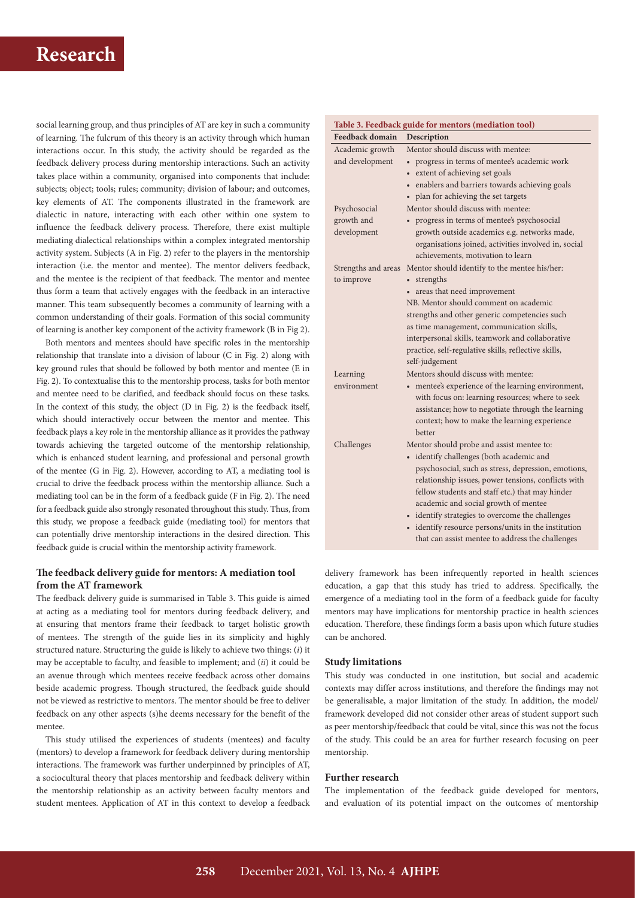social learning group, and thus principles of AT are key in such a community of learning. The fulcrum of this theory is an activity through which human interactions occur. In this study, the activity should be regarded as the feedback delivery process during mentorship interactions. Such an activity takes place within a community, organised into components that include: subjects; object; tools; rules; community; division of labour; and outcomes, key elements of AT. The components illustrated in the framework are dialectic in nature, interacting with each other within one system to influence the feedback delivery process. Therefore, there exist multiple mediating dialectical relationships within a complex integrated mentorship activity system. Subjects (A in Fig. 2) refer to the players in the mentorship interaction (i.e. the mentor and mentee). The mentor delivers feedback, and the mentee is the recipient of that feedback. The mentor and mentee thus form a team that actively engages with the feedback in an interactive manner. This team subsequently becomes a community of learning with a common understanding of their goals. Formation of this social community of learning is another key component of the activity framework (B in Fig 2).

Both mentors and mentees should have specific roles in the mentorship relationship that translate into a division of labour (C in Fig. 2) along with key ground rules that should be followed by both mentor and mentee (E in Fig. 2). To contextualise this to the mentorship process, tasks for both mentor and mentee need to be clarified, and feedback should focus on these tasks. In the context of this study, the object (D in Fig. 2) is the feedback itself, which should interactively occur between the mentor and mentee. This feedback plays a key role in the mentorship alliance as it provides the pathway towards achieving the targeted outcome of the mentorship relationship, which is enhanced student learning, and professional and personal growth of the mentee (G in Fig. 2). However, according to AT, a mediating tool is crucial to drive the feedback process within the mentorship alliance. Such a mediating tool can be in the form of a feedback guide (F in Fig. 2). The need for a feedback guide also strongly resonated throughout this study. Thus, from this study, we propose a feedback guide (mediating tool) for mentors that can potentially drive mentorship interactions in the desired direction. This feedback guide is crucial within the mentorship activity framework.

### The feedback delivery guide for mentors: A mediation tool from the AT framework

The feedback delivery guide is summarised in Table 3. This guide is aimed at acting as a mediating tool for mentors during feedback delivery, and at ensuring that mentors frame their feedback to target holistic growth of mentees. The strength of the guide lies in its simplicity and highly structured nature. Structuring the guide is likely to achieve two things: (*i*) it may be acceptable to faculty, and feasible to implement; and (*ii*) it could be an avenue through which mentees receive feedback across other domains beside academic progress. Though structured, the feedback guide should not be viewed as restrictive to mentors. The mentor should be free to deliver feedback on any other aspects (s)he deems necessary for the benefit of the mentee.

This study utilised the experiences of students (mentees) and faculty (mentors) to develop a framework for feedback delivery during mentorship interactions. The framework was further underpinned by principles of AT, a sociocultural theory that places mentorship and feedback delivery within the mentorship relationship as an activity between faculty mentors and student mentees. Application of AT in this context to develop a feedback delivery framework has been infrequently reported in health sciences education, a gap that this study has tried to address. Specifically, the emergence of a mediating tool in the form of a feedback guide for faculty mentors may have implications for mentorship practice in health sciences education. Therefore, these findings form a basis upon which future studies can be anchored.

**Table 3. Feedback guide for mentors (mediation tool)**

| Feedback domain | Description |
|---|---|
| Academic growth and development | Mentor should discuss with mentee:<br>• progress in terms of mentee's academic work<br>• extent of achieving set goals<br>• enablers and barriers towards achieving goals<br>• plan for achieving the set targets |
| Psychosocial growth and development | Mentor should discuss with mentee:<br>• progress in terms of mentee's psychosocial growth outside academics e.g. networks made, organisations joined, activities involved in, social achievements, motivation to learn |
| Strengths and areas to improve | Mentor should identify to the mentee his/her:<br>• strengths<br>• areas that need improvement<br>NB. Mentor should comment on academic strengths and other generic competencies such as time management, communication skills, interpersonal skills, teamwork and collaborative practice, self-regulative skills, reflective skills, self-judgement |
| Learning environment | Mentors should discuss with mentee:<br>• mentee's experience of the learning environment, with focus on: learning resources; where to seek assistance; how to negotiate through the learning context; how to make the learning experience better |
| Challenges | Mentor should probe and assist mentee to:<br>• identify challenges (both academic and psychosocial, such as stress, depression, emotions, relationship issues, power tensions, conflicts with fellow students and staff etc.) that may hinder academic and social growth of mentee<br>• identify strategies to overcome the challenges<br>• identify resource persons/units in the institution that can assist mentee to address the challenges |

### Study limitations

This study was conducted in one institution, but social and academic contexts may differ across institutions, and therefore the findings may not be generalisable, a major limitation of the study. In addition, the model/framework developed did not consider other areas of student support such as peer mentorship/feedback that could be vital, since this was not the focus of the study. This could be an area for further research focusing on peer mentorship.

### Further research

The implementation of the feedback guide developed for mentors, and evaluation of its potential impact on the outcomes of mentorship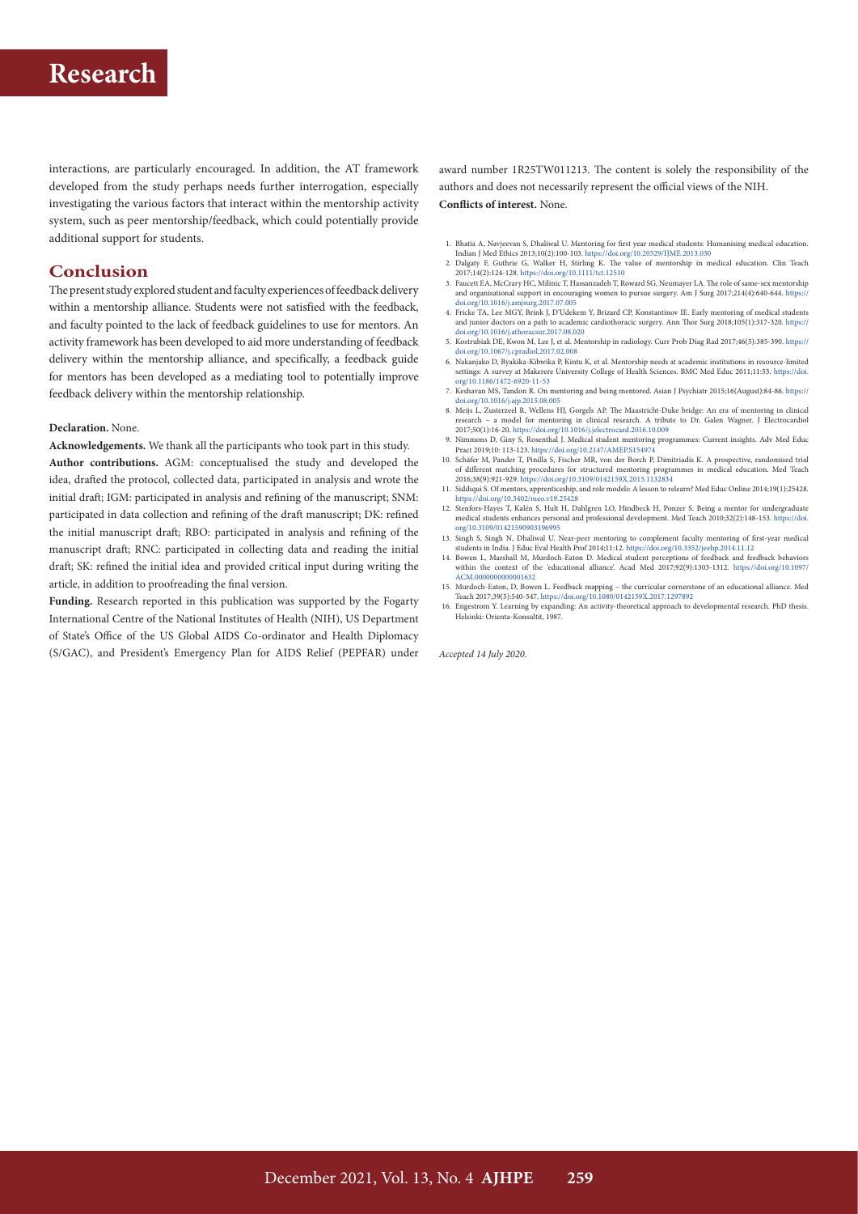interactions, are particularly encouraged. In addition, the AT framework developed from the study perhaps needs further interrogation, especially investigating the various factors that interact within the mentorship activity system, such as peer mentorship/feedback, which could potentially provide additional support for students.

## Conclusion

The present study explored student and faculty experiences of feedback delivery within a mentorship alliance. Students were not satisfied with the feedback, and faculty pointed to the lack of feedback guidelines to use for mentors. An activity framework has been developed to aid more understanding of feedback delivery within the mentorship alliance, and specifically, a feedback guide for mentors has been developed as a mediating tool to potentially improve feedback delivery within the mentorship relationship.

**Declaration.** None.

**Acknowledgements.** We thank all the participants who took part in this study.

**Author contributions.** AGM: conceptualised the study and developed the idea, drafted the protocol, collected data, participated in analysis and wrote the initial draft; IGM: participated in analysis and refining of the manuscript; SNM: participated in data collection and refining of the draft manuscript; DK: refined the initial manuscript draft; RBO: participated in analysis and refining of the manuscript draft; RNC: participated in collecting data and reading the initial draft; SK: refined the initial idea and provided critical input during writing the article, in addition to proofreading the final version.

**Funding.** Research reported in this publication was supported by the Fogarty International Centre of the National Institutes of Health (NIH), US Department of State's Office of the US Global AIDS Co-ordinator and Health Diplomacy (S/GAC), and President's Emergency Plan for AIDS Relief (PEPFAR) under award number 1R25TW011213. The content is solely the responsibility of the authors and does not necessarily represent the official views of the NIH.

**Conflicts of interest.** None.

1. Bhatia A, Navjeevan S, Dhaliwal U. Mentoring for first year medical students: Humanising medical education. Indian J Med Ethics 2013;10(2):100-103. https://doi.org/10.20529/IJME.2013.030
2. Dalgaty F, Guthrie G, Walker H, Stirling K. The value of mentorship in medical education. Clin Teach 2017;14(2):124-128. https://doi.org/10.1111/tct.12510
3. Faucett EA, McCrary HC, Milinic T, Hassanzadeh T, Roward SG, Neumayer LA. The role of same-sex mentorship and organisational support in encouraging women to pursue surgery. Am J Surg 2017;214(4):640-644. https://doi.org/10.1016/j.amjsurg.2017.07.005
4. Fricke TA, Lee MGY, Brink J, D'Udekem Y, Brizard CP, Konstantinov IE. Early mentoring of medical students and junior doctors on a path to academic cardiothoracic surgery. Ann Thor Surg 2018;105(1):317-320. https://doi.org/10.1016/j.athoracsur.2017.08.020
5. Kostrubiak DE, Kwon M, Lee J, et al. Mentorship in radiology. Curr Prob Diag Rad 2017;46(5):385-390. https://doi.org/10.1067/j.cpradiol.2017.02.008
6. Nakanjako D, Byakika-Kibwika P, Kintu K, et al. Mentorship needs at academic institutions in resource-limited settings: A survey at Makerere University College of Health Sciences. BMC Med Educ 2011;11:53. https://doi.org/10.1186/1472-6920-11-53
7. Keshavan MS, Tandon R. On mentoring and being mentored. Asian J Psychiatr 2015;16(August):84-86. https://doi.org/10.1016/j.ajp.2015.08.005
8. Meijs L, Zusterzeel R, Wellens HJ, Gorgels AP. The Maastricht-Duke bridge: An era of mentoring in clinical research – a model for mentoring in clinical research. A tribute to Dr. Galen Wagner. J Electrocardiol 2017;50(1):16-20. https://doi.org/10.1016/j.jelectrocard.2016.10.009
9. Nimmons D, Giny S, Rosenthal J. Medical student mentoring programmes: Current insights. Adv Med Educ Pract 2019;10: 113-123. https://doi.org/10.2147/AMEP.S154974
10. Schäfer M, Pander T, Pinilla S, Fischer MR, von der Borch P, Dimitriadis K. A prospective, randomised trial of different matching procedures for structured mentoring programmes in medical education. Med Teach 2016;38(9):921-929. https://doi.org/10.3109/0142159X.2015.1132834
11. Siddiqui S. Of mentors, apprenticeship, and role models: A lesson to relearn? Med Educ Online 2014;19(1):25428. https://doi.org/10.3402/meo.v19.25428
12. Stenfors-Hayes T, Kalén S, Hult H, Dahlgren LO, Hindbeck H, Ponzer S. Being a mentor for undergraduate medical students enhances personal and professional development. Med Teach 2010;32(2):148-153. https://doi.org/10.3109/01421590903196995
13. Singh S, Singh N, Dhaliwal U. Near-peer mentoring to complement faculty mentoring of first-year medical students in India. J Educ Eval Health Prof 2014;11:12. https://doi.org/10.3352/jeehp.2014.11.12
14. Bowen L, Marshall M, Murdoch-Eaton D. Medical student perceptions of feedback and feedback behaviors within the context of the 'educational alliance'. Acad Med 2017;92(9):1303-1312. https://doi.org/10.1097/ACM.0000000000001632
15. Murdoch-Eaton, D, Bowen L. Feedback mapping – the curricular cornerstone of an educational alliance. Med Teach 2017;39(5):540-547. https://doi.org/10.1080/0142159X.2017.1297892
16. Engestrom Y. Learning by expanding: An activity-theoretical approach to developmental research. PhD thesis. Helsinki: Orienta-Konsultit, 1987.

*Accepted 14 July 2020.*